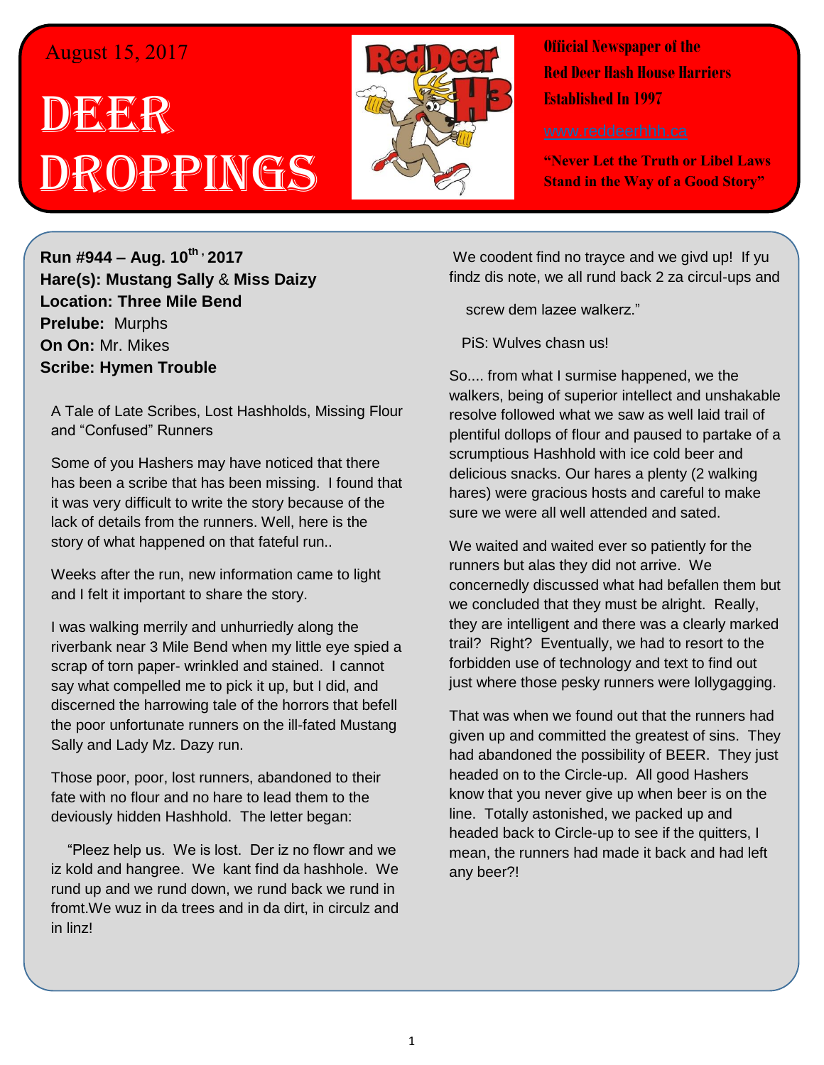August 15, 2017

# Deer Droppings

**Official Newspaper of the Red Deer Hash House Harriers**
**Established In 1997**

www.reddeerhhh.ca

**"Never Let the Truth or Libel Laws Stand in the Way of a Good Story"**

**Run #944 – Aug. 10th, 2017**
**Hare(s): Mustang Sally** & **Miss Daizy**
**Location: Three Mile Bend**
**Prelube:** Murphs
**On On:** Mr. Mikes
**Scribe: Hymen Trouble**

A Tale of Late Scribes, Lost Hashholds, Missing Flour and "Confused" Runners

Some of you Hashers may have noticed that there has been a scribe that has been missing. I found that it was very difficult to write the story because of the lack of details from the runners. Well, here is the story of what happened on that fateful run..

Weeks after the run, new information came to light and I felt it important to share the story.

I was walking merrily and unhurriedly along the riverbank near 3 Mile Bend when my little eye spied a scrap of torn paper- wrinkled and stained. I cannot say what compelled me to pick it up, but I did, and discerned the harrowing tale of the horrors that befell the poor unfortunate runners on the ill-fated Mustang Sally and Lady Mz. Dazy run.

Those poor, poor, lost runners, abandoned to their fate with no flour and no hare to lead them to the deviously hidden Hashhold. The letter began:

"Pleez help us. We is lost. Der iz no flowr and we iz kold and hangree. We kant find da hashhole. We rund up and we rund down, we rund back we rund in fromt.We wuz in da trees and in da dirt, in circulz and in linz!

We coodent find no trayce and we givd up! If yu findz dis note, we all rund back 2 za circul-ups and

screw dem lazee walkerz."

PiS: Wulves chasn us!

So.... from what I surmise happened, we the walkers, being of superior intellect and unshakable resolve followed what we saw as well laid trail of plentiful dollops of flour and paused to partake of a scrumptious Hashhold with ice cold beer and delicious snacks. Our hares a plenty (2 walking hares) were gracious hosts and careful to make sure we were all well attended and sated.

We waited and waited ever so patiently for the runners but alas they did not arrive. We concernedly discussed what had befallen them but we concluded that they must be alright. Really, they are intelligent and there was a clearly marked trail? Right? Eventually, we had to resort to the forbidden use of technology and text to find out just where those pesky runners were lollygagging.

That was when we found out that the runners had given up and committed the greatest of sins. They had abandoned the possibility of BEER. They just headed on to the Circle-up. All good Hashers know that you never give up when beer is on the line. Totally astonished, we packed up and headed back to Circle-up to see if the quitters, I mean, the runners had made it back and had left any beer?!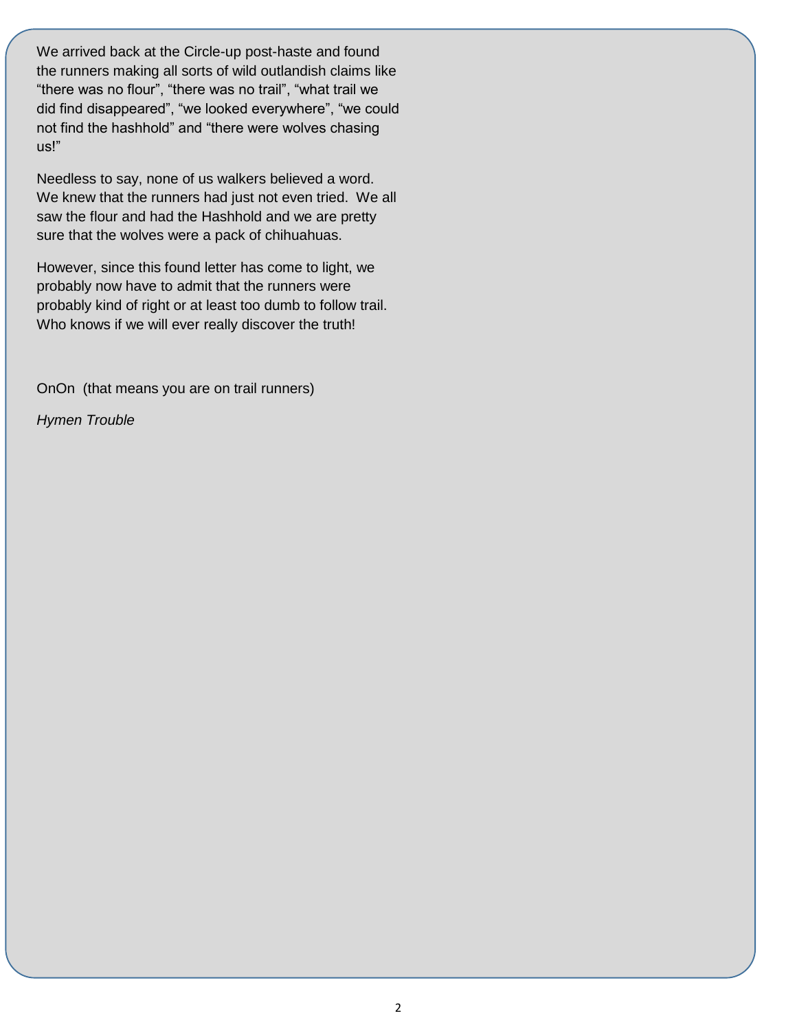We arrived back at the Circle-up post-haste and found the runners making all sorts of wild outlandish claims like "there was no flour", "there was no trail", "what trail we did find disappeared", "we looked everywhere", "we could not find the hashhold" and "there were wolves chasing us!"

Needless to say, none of us walkers believed a word. We knew that the runners had just not even tried. We all saw the flour and had the Hashhold and we are pretty sure that the wolves were a pack of chihuahuas.

However, since this found letter has come to light, we probably now have to admit that the runners were probably kind of right or at least too dumb to follow trail. Who knows if we will ever really discover the truth!

OnOn (that means you are on trail runners)

*Hymen Trouble*